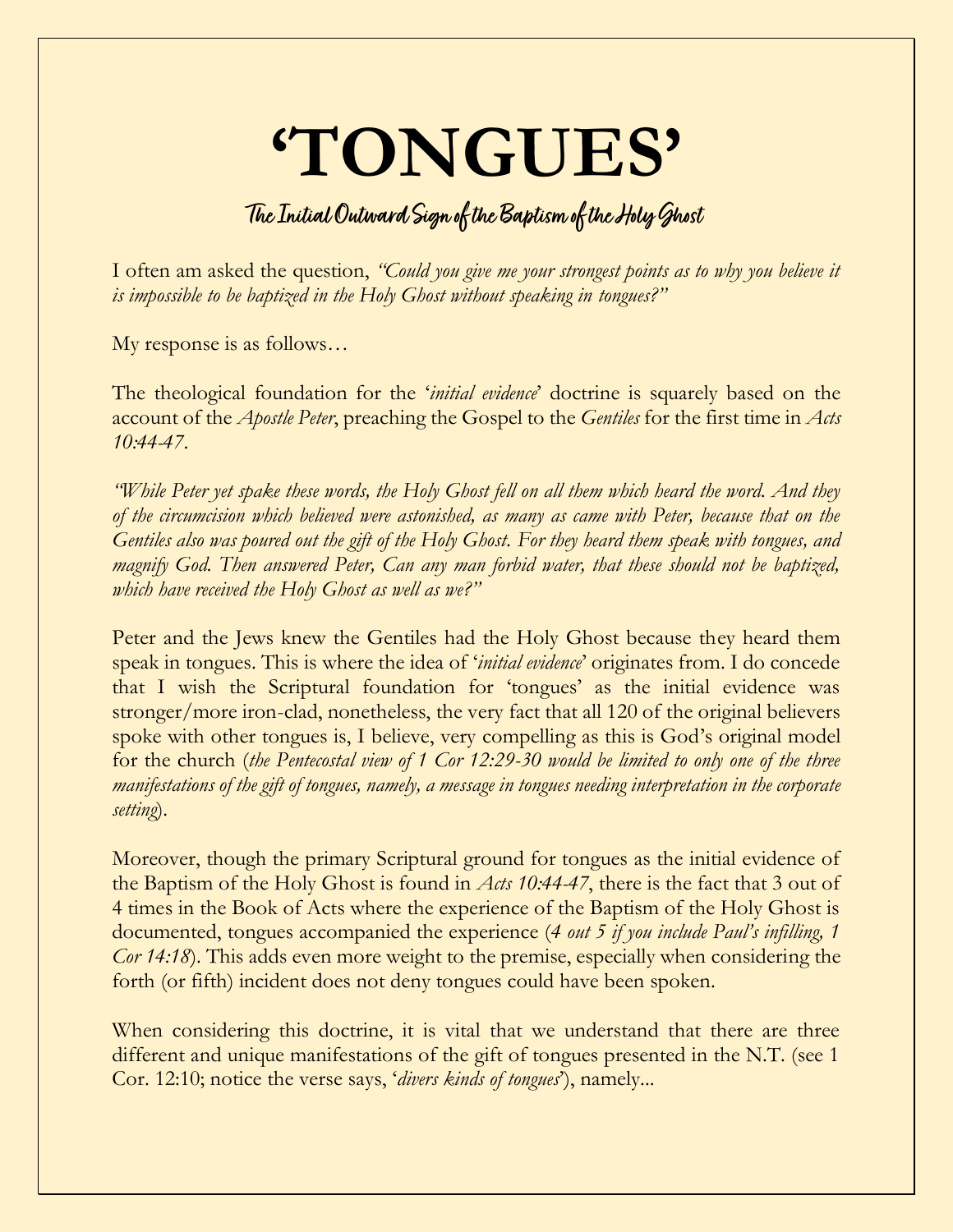# 'TONGUES'

## The Initial Outward Sign of the Baptism of the Holy Ghost

I often am asked the question, *"Could you give me your strongest points as to why you believe it is impossible to be baptized in the Holy Ghost without speaking in tongues?"*

My response is as follows…

The theological foundation for the '*initial evidence*' doctrine is squarely based on the account of the *Apostle Peter*, preaching the Gospel to the *Gentiles* for the first time in *Acts 10:44-47*.

*"While Peter yet spake these words, the Holy Ghost fell on all them which heard the word. And they of the circumcision which believed were astonished, as many as came with Peter, because that on the Gentiles also was poured out the gift of the Holy Ghost. For they heard them speak with tongues, and magnify God. Then answered Peter, Can any man forbid water, that these should not be baptized, which have received the Holy Ghost as well as we?"*

Peter and the Jews knew the Gentiles had the Holy Ghost because they heard them speak in tongues. This is where the idea of '*initial evidence*' originates from. I do concede that I wish the Scriptural foundation for 'tongues' as the initial evidence was stronger/more iron-clad, nonetheless, the very fact that all 120 of the original believers spoke with other tongues is, I believe, very compelling as this is God's original model for the church (*the Pentecostal view of 1 Cor 12:29-30 would be limited to only one of the three manifestations of the gift of tongues, namely, a message in tongues needing interpretation in the corporate setting*).

Moreover, though the primary Scriptural ground for tongues as the initial evidence of the Baptism of the Holy Ghost is found in *Acts 10:44-47*, there is the fact that 3 out of 4 times in the Book of Acts where the experience of the Baptism of the Holy Ghost is documented, tongues accompanied the experience (*4 out 5 if you include Paul's infilling, 1 Cor 14:18*). This adds even more weight to the premise, especially when considering the forth (or fifth) incident does not deny tongues could have been spoken.

When considering this doctrine, it is vital that we understand that there are three different and unique manifestations of the gift of tongues presented in the N.T. (see 1 Cor. 12:10; notice the verse says, '*divers kinds of tongues*'), namely...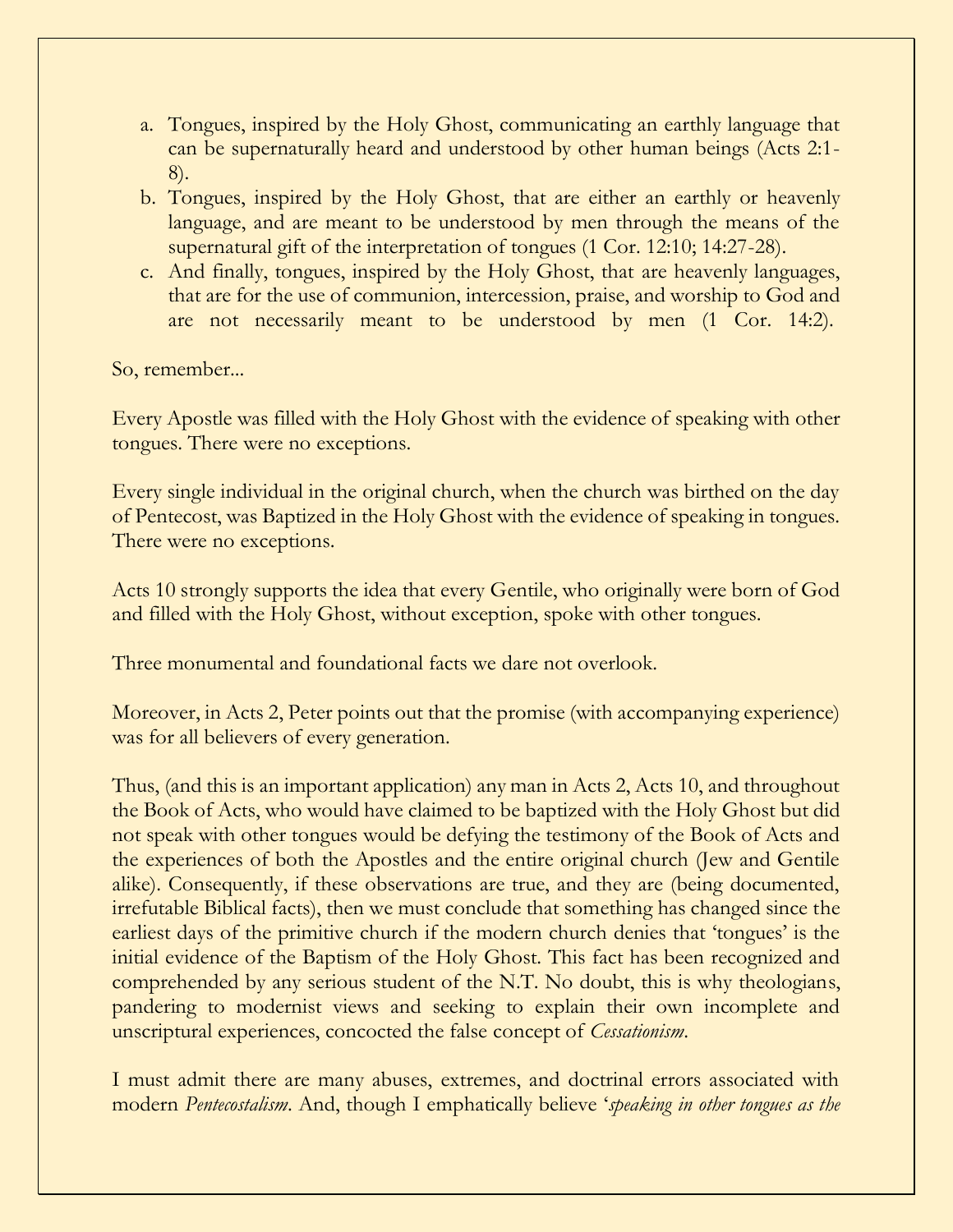a. Tongues, inspired by the Holy Ghost, communicating an earthly language that can be supernaturally heard and understood by other human beings (Acts 2:1-8).
b. Tongues, inspired by the Holy Ghost, that are either an earthly or heavenly language, and are meant to be understood by men through the means of the supernatural gift of the interpretation of tongues (1 Cor. 12:10; 14:27-28).
c. And finally, tongues, inspired by the Holy Ghost, that are heavenly languages, that are for the use of communion, intercession, praise, and worship to God and are not necessarily meant to be understood by men (1 Cor. 14:2).

So, remember...

Every Apostle was filled with the Holy Ghost with the evidence of speaking with other tongues. There were no exceptions.

Every single individual in the original church, when the church was birthed on the day of Pentecost, was Baptized in the Holy Ghost with the evidence of speaking in tongues. There were no exceptions.

Acts 10 strongly supports the idea that every Gentile, who originally were born of God and filled with the Holy Ghost, without exception, spoke with other tongues.

Three monumental and foundational facts we dare not overlook.

Moreover, in Acts 2, Peter points out that the promise (with accompanying experience) was for all believers of every generation.

Thus, (and this is an important application) any man in Acts 2, Acts 10, and throughout the Book of Acts, who would have claimed to be baptized with the Holy Ghost but did not speak with other tongues would be defying the testimony of the Book of Acts and the experiences of both the Apostles and the entire original church (Jew and Gentile alike). Consequently, if these observations are true, and they are (being documented, irrefutable Biblical facts), then we must conclude that something has changed since the earliest days of the primitive church if the modern church denies that 'tongues' is the initial evidence of the Baptism of the Holy Ghost. This fact has been recognized and comprehended by any serious student of the N.T. No doubt, this is why theologians, pandering to modernist views and seeking to explain their own incomplete and unscriptural experiences, concocted the false concept of *Cessationism*.

I must admit there are many abuses, extremes, and doctrinal errors associated with modern *Pentecostalism*. And, though I emphatically believe '*speaking in other tongues as the*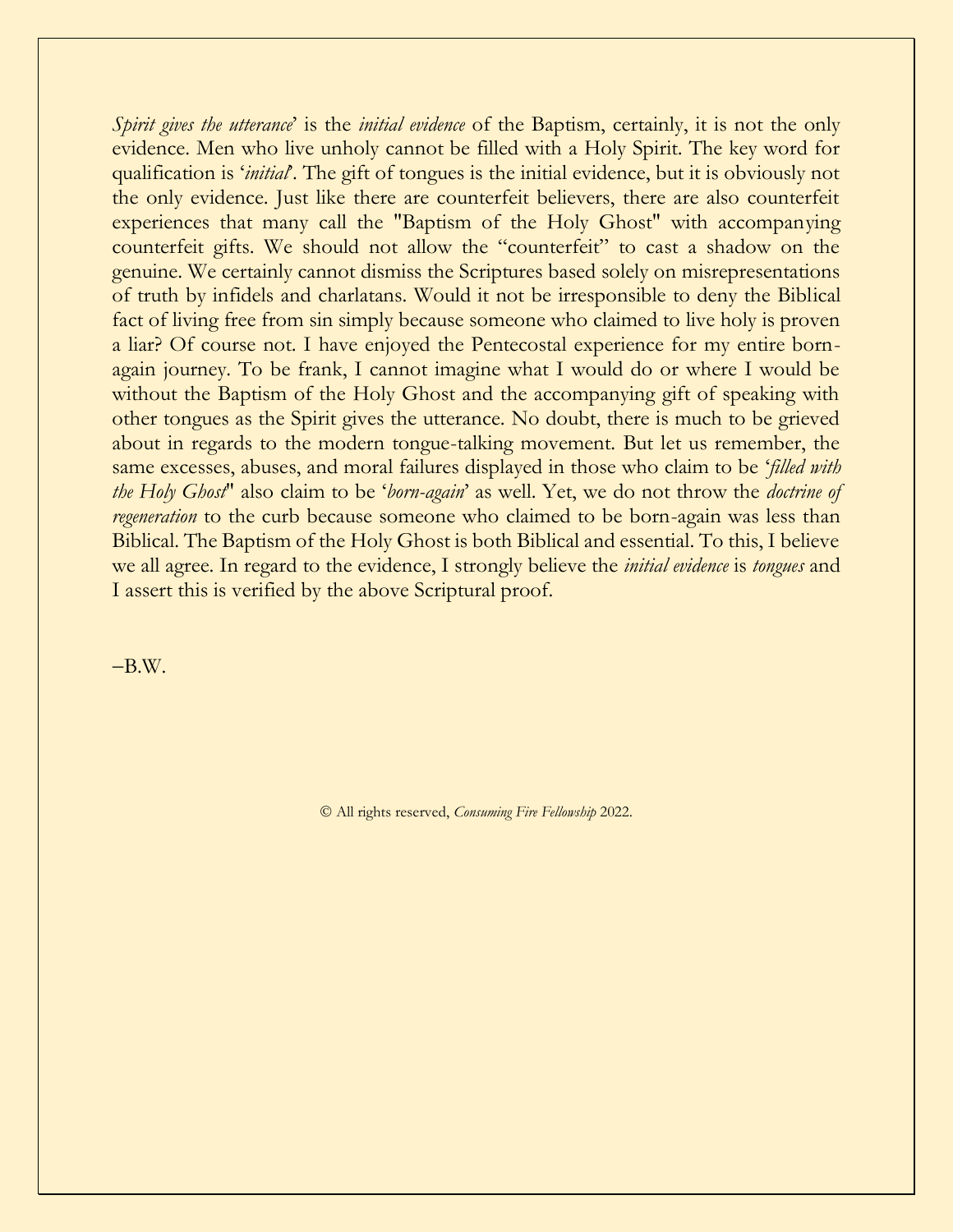*Spirit gives the utterance*' is the *initial evidence* of the Baptism, certainly, it is not the only evidence. Men who live unholy cannot be filled with a Holy Spirit. The key word for qualification is '*initial*'. The gift of tongues is the initial evidence, but it is obviously not the only evidence. Just like there are counterfeit believers, there are also counterfeit experiences that many call the "Baptism of the Holy Ghost" with accompanying counterfeit gifts. We should not allow the "counterfeit" to cast a shadow on the genuine. We certainly cannot dismiss the Scriptures based solely on misrepresentations of truth by infidels and charlatans. Would it not be irresponsible to deny the Biblical fact of living free from sin simply because someone who claimed to live holy is proven a liar? Of course not. I have enjoyed the Pentecostal experience for my entire born-again journey. To be frank, I cannot imagine what I would do or where I would be without the Baptism of the Holy Ghost and the accompanying gift of speaking with other tongues as the Spirit gives the utterance. No doubt, there is much to be grieved about in regards to the modern tongue-talking movement. But let us remember, the same excesses, abuses, and moral failures displayed in those who claim to be '*filled with the Holy Ghost*'' also claim to be '*born-again*' as well. Yet, we do not throw the *doctrine of regeneration* to the curb because someone who claimed to be born-again was less than Biblical. The Baptism of the Holy Ghost is both Biblical and essential. To this, I believe we all agree. In regard to the evidence, I strongly believe the *initial evidence* is *tongues* and I assert this is verified by the above Scriptural proof.

–B.W.

© All rights reserved, *Consuming Fire Fellowship* 2022.